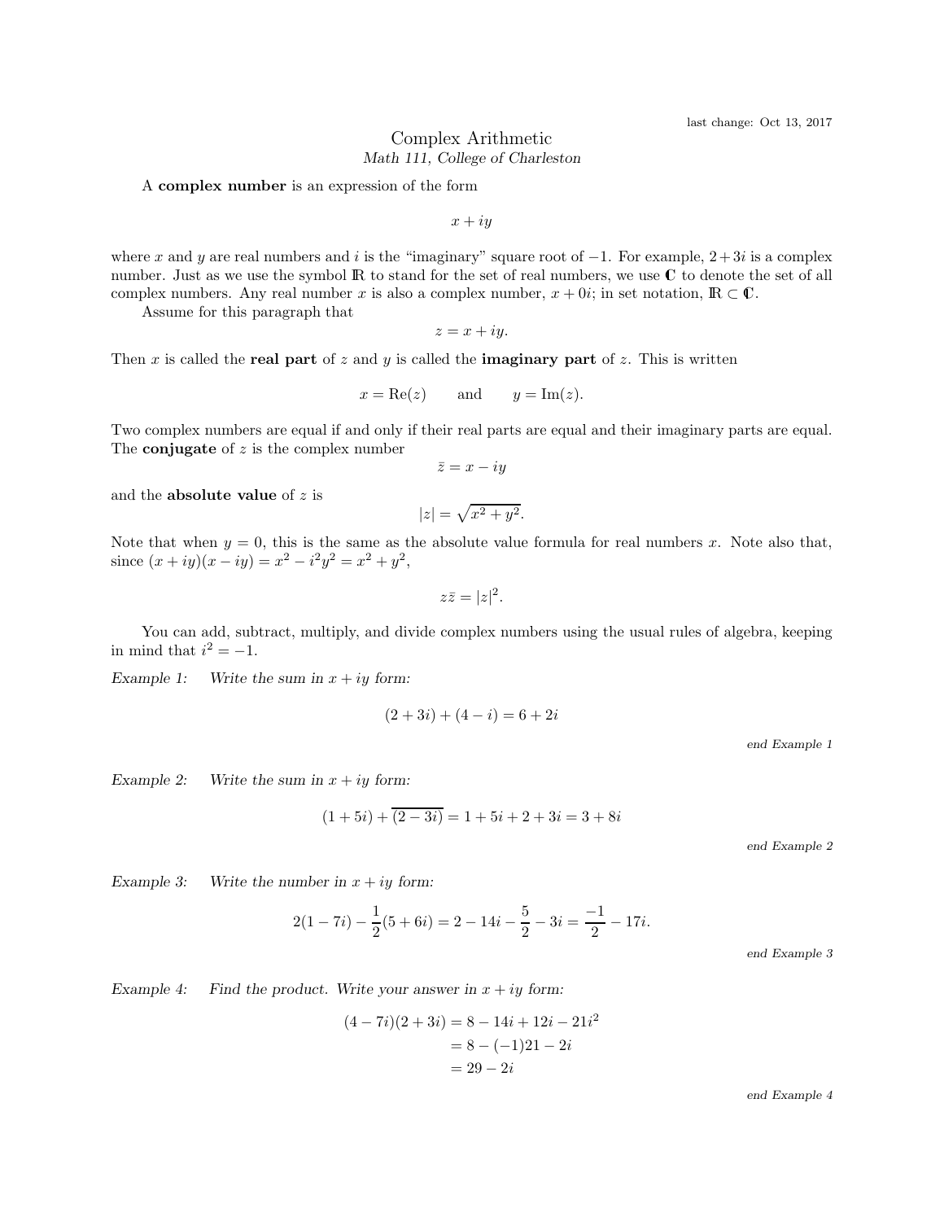last change: Oct 13, 2017

# Complex Arithmetic

*Math 111, College of Charleston*

A **complex number** is an expression of the form

$$x + iy$$

where $x$ and $y$ are real numbers and $i$ is the "imaginary" square root of $-1$. For example, $2+3i$ is a complex number. Just as we use the symbol $\mathbb{R}$ to stand for the set of real numbers, we use $\mathbb{C}$ to denote the set of all complex numbers. Any real number $x$ is also a complex number, $x + 0i$; in set notation, $\mathbb{R} \subset \mathbb{C}$.

Assume for this paragraph that

$$z = x + iy.$$

Then $x$ is called the **real part** of $z$ and $y$ is called the **imaginary part** of $z$. This is written

$$x = \text{Re}(z) \qquad \text{and} \qquad y = \text{Im}(z).$$

Two complex numbers are equal if and only if their real parts are equal and their imaginary parts are equal. The **conjugate** of $z$ is the complex number

$$\bar{z} = x - iy$$

and the **absolute value** of $z$ is

$$|z| = \sqrt{x^2 + y^2}.$$

Note that when $y = 0$, this is the same as the absolute value formula for real numbers $x$. Note also that, since $(x + iy)(x - iy) = x^2 - i^2y^2 = x^2 + y^2$,

$$z\bar{z} = |z|^2.$$

You can add, subtract, multiply, and divide complex numbers using the usual rules of algebra, keeping in mind that $i^2 = -1$.

*Example 1: Write the sum in $x + iy$ form:*

$$(2 + 3i) + (4 - i) = 6 + 2i$$

*end Example 1*

*Example 2: Write the sum in $x + iy$ form:*

$$(1 + 5i) + \overline{(2 - 3i)} = 1 + 5i + 2 + 3i = 3 + 8i$$

*end Example 2*

*Example 3: Write the number in $x + iy$ form:*

$$2(1 - 7i) - \frac{1}{2}(5 + 6i) = 2 - 14i - \frac{5}{2} - 3i = \frac{-1}{2} - 17i.$$

*end Example 3*

*Example 4: Find the product. Write your answer in $x + iy$ form:*

$$\begin{aligned}(4 - 7i)(2 + 3i) &= 8 - 14i + 12i - 21i^2 \\ &= 8 - (-1)21 - 2i \\ &= 29 - 2i\end{aligned}$$

*end Example 4*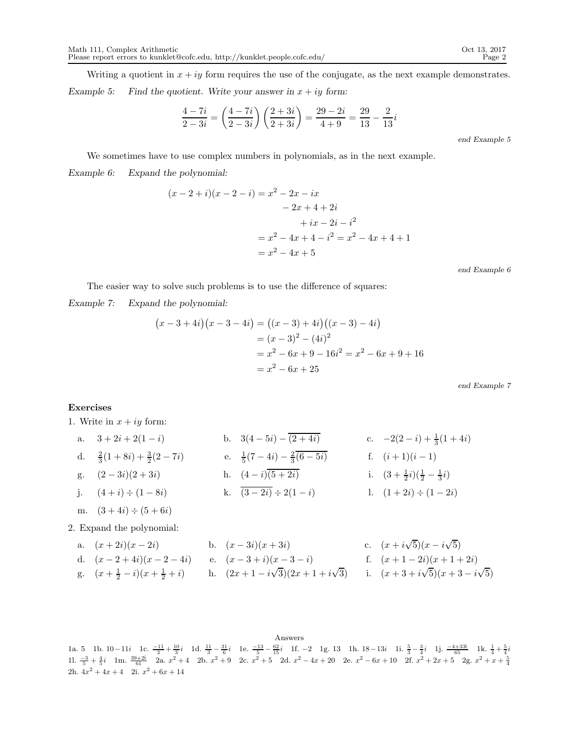Writing a quotient in $x + iy$ form requires the use of the conjugate, as the next example demonstrates.

*Example 5:* *Find the quotient. Write your answer in $x + iy$ form:*

$$\frac{4-7i}{2-3i} = \left(\frac{4-7i}{2-3i}\right)\left(\frac{2+3i}{2+3i}\right) = \frac{29-2i}{4+9} = \frac{29}{13} - \frac{2}{13}i$$

*end Example 5*

We sometimes have to use complex numbers in polynomials, as in the next example.

*Example 6:* *Expand the polynomial:*

$$\begin{aligned}(x-2+i)(x-2-i) &= x^2 - 2x - ix \\ &\quad -2x + 4 + 2i \\ &\quad +ix - 2i - i^2 \\ &= x^2 - 4x + 4 - i^2 = x^2 - 4x + 4 + 1 \\ &= x^2 - 4x + 5\end{aligned}$$

*end Example 6*

The easier way to solve such problems is to use the difference of squares:

*Example 7:* *Expand the polynomial:*

$$\begin{aligned}\big(x-3+4i\big)\big(x-3-4i\big) &= \big((x-3)+4i\big)\big((x-3)-4i\big) \\ &= (x-3)^2 - (4i)^2 \\ &= x^2 - 6x + 9 - 16i^2 = x^2 - 6x + 9 + 16 \\ &= x^2 - 6x + 25\end{aligned}$$

*end Example 7*

**Exercises**

1. Write in $x + iy$ form:

a. $3 + 2i + 2(1-i)$
b. $3(4-5i) - \overline{(2+4i)}$
c. $-2(2-i) + \frac{1}{3}(1+4i)$
d. $\frac{2}{3}(1+8i) + \frac{3}{2}(2-7i)$
e. $\frac{1}{5}(7-4i) - \frac{2}{3}\overline{(6-5i)}$
f. $(i+1)(i-1)$
g. $(2-3i)(2+3i)$
h. $(4-i)\overline{(5+2i)}$
i. $(3+\frac{1}{2}i)(\frac{1}{2}-\frac{1}{3}i)$
j. $(4+i) \div (1-8i)$
k. $\overline{(3-2i)} \div 2(1-i)$
l. $(1+2i) \div (1-2i)$
m. $(3+4i) \div (5+6i)$

2. Expand the polynomial:

a. $(x+2i)(x-2i)$
b. $(x-3i)(x+3i)$
c. $(x+i\sqrt{5})(x-i\sqrt{5})$
d. $(x-2+4i)(x-2-4i)$
e. $(x-3+i)(x-3-i)$
f. $(x+1-2i)(x+1+2i)$
g. $(x+\frac{1}{2}-i)(x+\frac{1}{2}+i)$
h. $(2x+1-i\sqrt{3})(2x+1+i\sqrt{3})$
i. $(x+3+i\sqrt{5})(x+3-i\sqrt{5})$

Answers

1a. $5$ 1b. $10-11i$ 1c. $\frac{-11}{3}+\frac{10}{3}i$ 1d. $\frac{11}{3}-\frac{31}{6}i$ 1e. $\frac{-13}{5}-\frac{62}{15}i$ 1f. $-2$ 1g. $13$ 1h. $18-13i$ 1i. $\frac{5}{3}-\frac{3}{4}i$ 1j. $\frac{-4+33i}{65}$ 1k. $\frac{1}{4}+\frac{5}{4}i$ 1l. $\frac{-3}{5}+\frac{4}{5}i$ 1m. $\frac{39+2i}{61}$ 2a. $x^2+4$ 2b. $x^2+9$ 2c. $x^2+5$ 2d. $x^2-4x+20$ 2e. $x^2-6x+10$ 2f. $x^2+2x+5$ 2g. $x^2+x+\frac{5}{4}$ 2h. $4x^2+4x+4$ 2i. $x^2+6x+14$